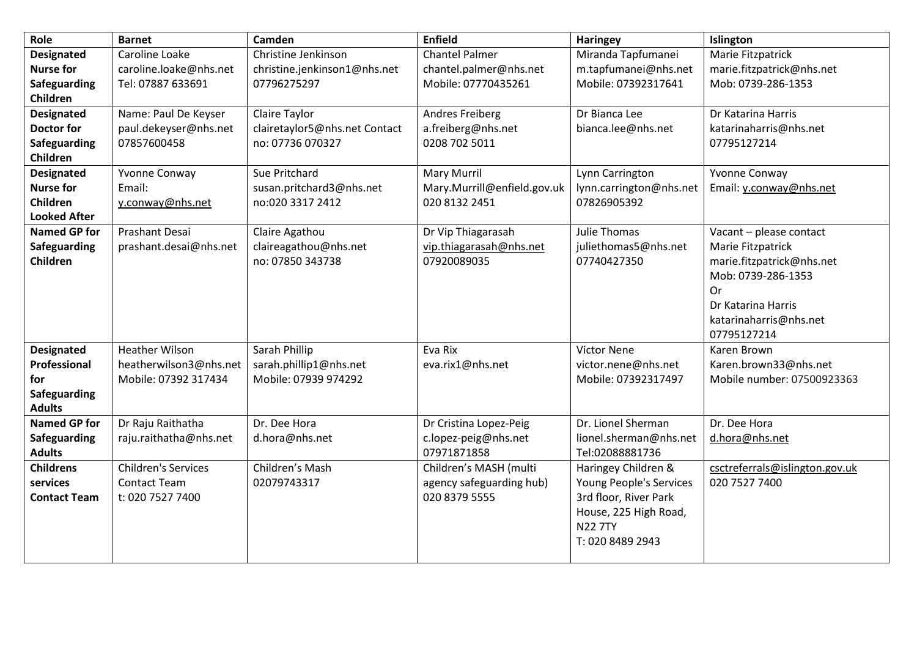| Role | Barnet | Camden | Enfield | Haringey | Islington |
|---|---|---|---|---|---|
| **Designated Nurse for Safeguarding Children** | Caroline Loake<br>caroline.loake@nhs.net<br>Tel: 07887 633691 | Christine Jenkinson<br>christine.jenkinson1@nhs.net<br>07796275297 | Chantel Palmer<br>chantel.palmer@nhs.net<br>Mobile: 07770435261 | Miranda Tapfumanei<br>m.tapfumanei@nhs.net<br>Mobile: 07392317641 | Marie Fitzpatrick<br>marie.fitzpatrick@nhs.net<br>Mob: 0739-286-1353 |
| **Designated Doctor for Safeguarding Children** | Name: Paul De Keyser<br>paul.dekeyser@nhs.net<br>07857600458 | Claire Taylor<br>clairetaylor5@nhs.net Contact no: 07736 070327 | Andres Freiberg<br>a.freiberg@nhs.net<br>0208 702 5011 | Dr Bianca Lee<br>bianca.lee@nhs.net | Dr Katarina Harris<br>katarinaharris@nhs.net<br>07795127214 |
| **Designated Nurse for Children Looked After** | Yvonne Conway<br>Email:<br>y.conway@nhs.net | Sue Pritchard<br>susan.pritchard3@nhs.net<br>no:020 3317 2412 | Mary Murril<br>Mary.Murrill@enfield.gov.uk<br>020 8132 2451 | Lynn Carrington<br>lynn.carrington@nhs.net<br>07826905392 | Yvonne Conway<br>Email: y.conway@nhs.net |
| **Named GP for Safeguarding Children** | Prashant Desai<br>prashant.desai@nhs.net | Claire Agathou<br>claireagathou@nhs.net<br>no: 07850 343738 | Dr Vip Thiagarasah<br>vip.thiagarasah@nhs.net<br>07920089035 | Julie Thomas<br>juliethomas5@nhs.net<br>07740427350 | Vacant – please contact Marie Fitzpatrick<br>marie.fitzpatrick@nhs.net<br>Mob: 0739-286-1353<br>Or<br>Dr Katarina Harris<br>katarinaharris@nhs.net<br>07795127214 |
| **Designated Professional for Safeguarding Adults** | Heather Wilson<br>heatherwilson3@nhs.net<br>Mobile: 07392 317434 | Sarah Phillip<br>sarah.phillip1@nhs.net<br>Mobile: 07939 974292 | Eva Rix<br>eva.rix1@nhs.net | Victor Nene<br>victor.nene@nhs.net<br>Mobile: 07392317497 | Karen Brown<br>Karen.brown33@nhs.net<br>Mobile number: 07500923363 |
| **Named GP for Safeguarding Adults** | Dr Raju Raithatha<br>raju.raithatha@nhs.net | Dr. Dee Hora<br>d.hora@nhs.net | Dr Cristina Lopez-Peig<br>c.lopez-peig@nhs.net<br>07971871858 | Dr. Lionel Sherman<br>lionel.sherman@nhs.net<br>Tel:02088881736 | Dr. Dee Hora<br>d.hora@nhs.net |
| **Childrens services Contact Team** | Children's Services Contact Team<br>t: 020 7527 7400 | Children's Mash<br>02079743317 | Children's MASH (multi agency safeguarding hub)<br>020 8379 5555 | Haringey Children & Young People's Services<br>3rd floor, River Park House, 225 High Road, N22 7TY<br>T: 020 8489 2943 | csctreferrals@islington.gov.uk<br>020 7527 7400 |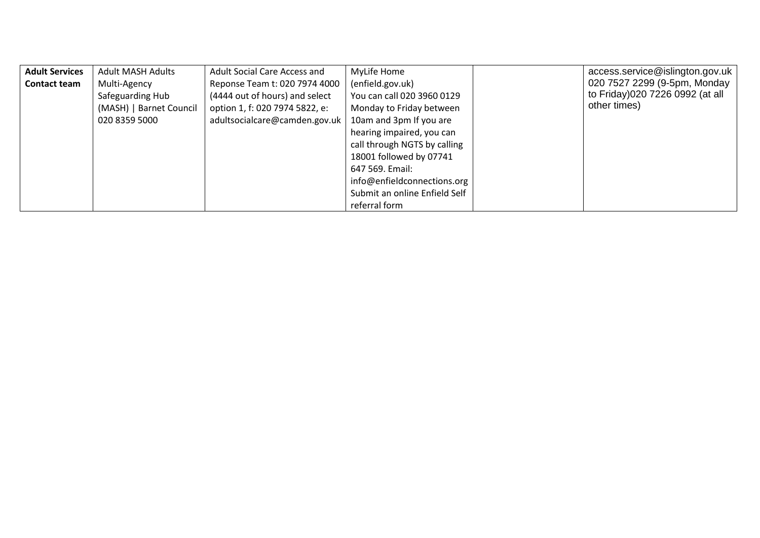| | | | | | |
|---|---|---|---|---|---|
| **Adult Services Contact team** | Adult MASH Adults Multi-Agency Safeguarding Hub (MASH) \| Barnet Council 020 8359 5000 | Adult Social Care Access and Reponse Team t: 020 7974 4000 (4444 out of hours) and select option 1, f: 020 7974 5822, e: adultsocialcare@camden.gov.uk | MyLife Home (enfield.gov.uk) You can call 020 3960 0129 Monday to Friday between 10am and 3pm If you are hearing impaired, you can call through NGTS by calling 18001 followed by 07741 647 569. Email: info@enfieldconnections.org Submit an online Enfield Self referral form | | access.service@islington.gov.uk 020 7527 2299 (9-5pm, Monday to Friday)020 7226 0992 (at all other times) |